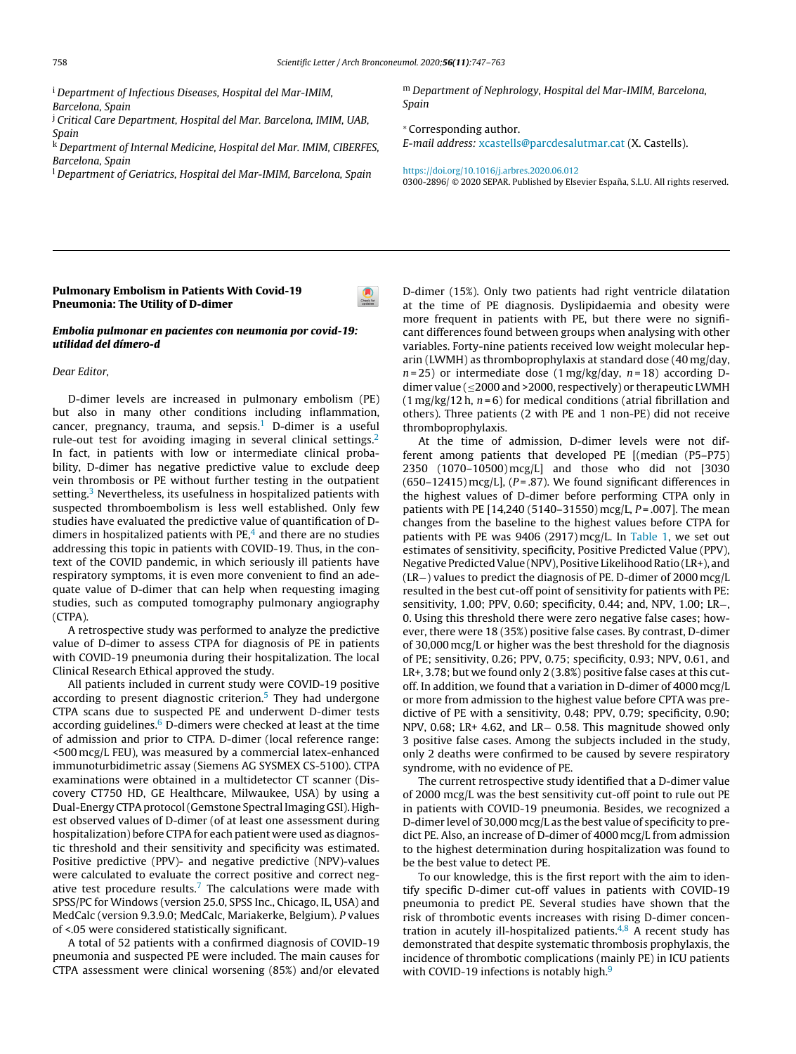[i] Department of Infectious Diseases, Hospital del Mar-IMIM, Barcelona, Spain
[j] Critical Care Department, Hospital del Mar. Barcelona, IMIM, UAB, Spain
[k] Department of Internal Medicine, Hospital del Mar. IMIM, CIBERFES, Barcelona, Spain
[l] Department of Geriatrics, Hospital del Mar-IMIM, Barcelona, Spain
[m] Department of Nephrology, Hospital del Mar-IMIM, Barcelona, Spain

* Corresponding author.
*E-mail address:* xcastells@parcdesalutmar.cat (X. Castells).

https://doi.org/10.1016/j.arbres.2020.06.012
0300-2896/ © 2020 SEPAR. Published by Elsevier España, S.L.U. All rights reserved.

## Pulmonary Embolism in Patients With Covid-19 Pneumonia: The Utility of D-dimer

### *Embolia pulmonar en pacientes con neumonía por covid-19: utilidad del dímero-d*

*Dear Editor,*

D-dimer levels are increased in pulmonary embolism (PE) but also in many other conditions including inflammation, cancer, pregnancy, trauma, and sepsis.[1] D-dimer is a useful rule-out test for avoiding imaging in several clinical settings.[2] In fact, in patients with low or intermediate clinical probability, D-dimer has negative predictive value to exclude deep vein thrombosis or PE without further testing in the outpatient setting.[3] Nevertheless, its usefulness in hospitalized patients with suspected thromboembolism is less well established. Only few studies have evaluated the predictive value of quantification of D-dimers in hospitalized patients with PE,[4] and there are no studies addressing this topic in patients with COVID-19. Thus, in the context of the COVID pandemic, in which seriously ill patients have respiratory symptoms, it is even more convenient to find an adequate value of D-dimer that can help when requesting imaging studies, such as computed tomography pulmonary angiography (CTPA).

A retrospective study was performed to analyze the predictive value of D-dimer to assess CTPA for diagnosis of PE in patients with COVID-19 pneumonia during their hospitalization. The local Clinical Research Ethical approved the study.

All patients included in current study were COVID-19 positive according to present diagnostic criterion.[5] They had undergone CTPA scans due to suspected PE and underwent D-dimer tests according guidelines.[6] D-dimers were checked at least at the time of admission and prior to CTPA. D-dimer (local reference range: <500 mcg/L FEU), was measured by a commercial latex-enhanced immunoturbidimetric assay (Siemens AG SYSMEX CS-5100). CTPA examinations were obtained in a multidetector CT scanner (Discovery CT750 HD, GE Healthcare, Milwaukee, USA) by using a Dual-Energy CTPA protocol (Gemstone Spectral Imaging GSI). Highest observed values of D-dimer (of at least one assessment during hospitalization) before CTPA for each patient were used as diagnostic threshold and their sensitivity and specificity was estimated. Positive predictive (PPV)- and negative predictive (NPV)-values were calculated to evaluate the correct positive and correct negative test procedure results.[7] The calculations were made with SPSS/PC for Windows (version 25.0, SPSS Inc., Chicago, IL, USA) and MedCalc (version 9.3.9.0; MedCalc, Mariakerke, Belgium). *P* values of <.05 were considered statistically significant.

A total of 52 patients with a confirmed diagnosis of COVID-19 pneumonia and suspected PE were included. The main causes for CTPA assessment were clinical worsening (85%) and/or elevated D-dimer (15%). Only two patients had right ventricle dilatation at the time of PE diagnosis. Dyslipidaemia and obesity were more frequent in patients with PE, but there were no significant differences found between groups when analysing with other variables. Forty-nine patients received low weight molecular heparin (LWMH) as thromboprophylaxis at standard dose (40 mg/day, $n = 25$) or intermediate dose (1 mg/kg/day, $n = 18$) according D-dimer value ($\leq$2000 and >2000, respectively) or therapeutic LWMH (1 mg/kg/12 h, $n = 6$) for medical conditions (atrial fibrillation and others). Three patients (2 with PE and 1 non-PE) did not receive thromboprophylaxis.

At the time of admission, D-dimer levels were not different among patients that developed PE [(median (P5–P75) 2350 (1070–10500) mcg/L] and those who did not [3030 (650–12415) mcg/L], (*P* = .87). We found significant differences in the highest values of D-dimer before performing CTPA only in patients with PE [14,240 (5140–31550) mcg/L, *P* = .007]. The mean changes from the baseline to the highest values before CTPA for patients with PE was 9406 (2917) mcg/L. In Table 1, we set out estimates of sensitivity, specificity, Positive Predicted Value (PPV), Negative Predicted Value (NPV), Positive Likelihood Ratio (LR+), and (LR−) values to predict the diagnosis of PE. D-dimer of 2000 mcg/L resulted in the best cut-off point of sensitivity for patients with PE: sensitivity, 1.00; PPV, 0.60; specificity, 0.44; and, NPV, 1.00; LR−, 0. Using this threshold there were zero negative false cases; however, there were 18 (35%) positive false cases. By contrast, D-dimer of 30,000 mcg/L or higher was the best threshold for the diagnosis of PE; sensitivity, 0.26; PPV, 0.75; specificity, 0.93; NPV, 0.61, and LR+, 3.78; but we found only 2 (3.8%) positive false cases at this cut-off. In addition, we found that a variation in D-dimer of 4000 mcg/L or more from admission to the highest value before CPTA was predictive of PE with a sensitivity, 0.48; PPV, 0.79; specificity, 0.90; NPV, 0.68; LR+ 4.62, and LR− 0.58. This magnitude showed only 3 positive false cases. Among the subjects included in the study, only 2 deaths were confirmed to be caused by severe respiratory syndrome, with no evidence of PE.

The current retrospective study identified that a D-dimer value of 2000 mcg/L was the best sensitivity cut-off point to rule out PE in patients with COVID-19 pneumonia. Besides, we recognized a D-dimer level of 30,000 mcg/L as the best value of specificity to predict PE. Also, an increase of D-dimer of 4000 mcg/L from admission to the highest determination during hospitalization was found to be the best value to detect PE.

To our knowledge, this is the first report with the aim to identify specific D-dimer cut-off values in patients with COVID-19 pneumonia to predict PE. Several studies have shown that the risk of thrombotic events increases with rising D-dimer concentration in acutely ill-hospitalized patients.[4,8] A recent study has demonstrated that despite systematic thrombosis prophylaxis, the incidence of thrombotic complications (mainly PE) in ICU patients with COVID-19 infections is notably high.[9]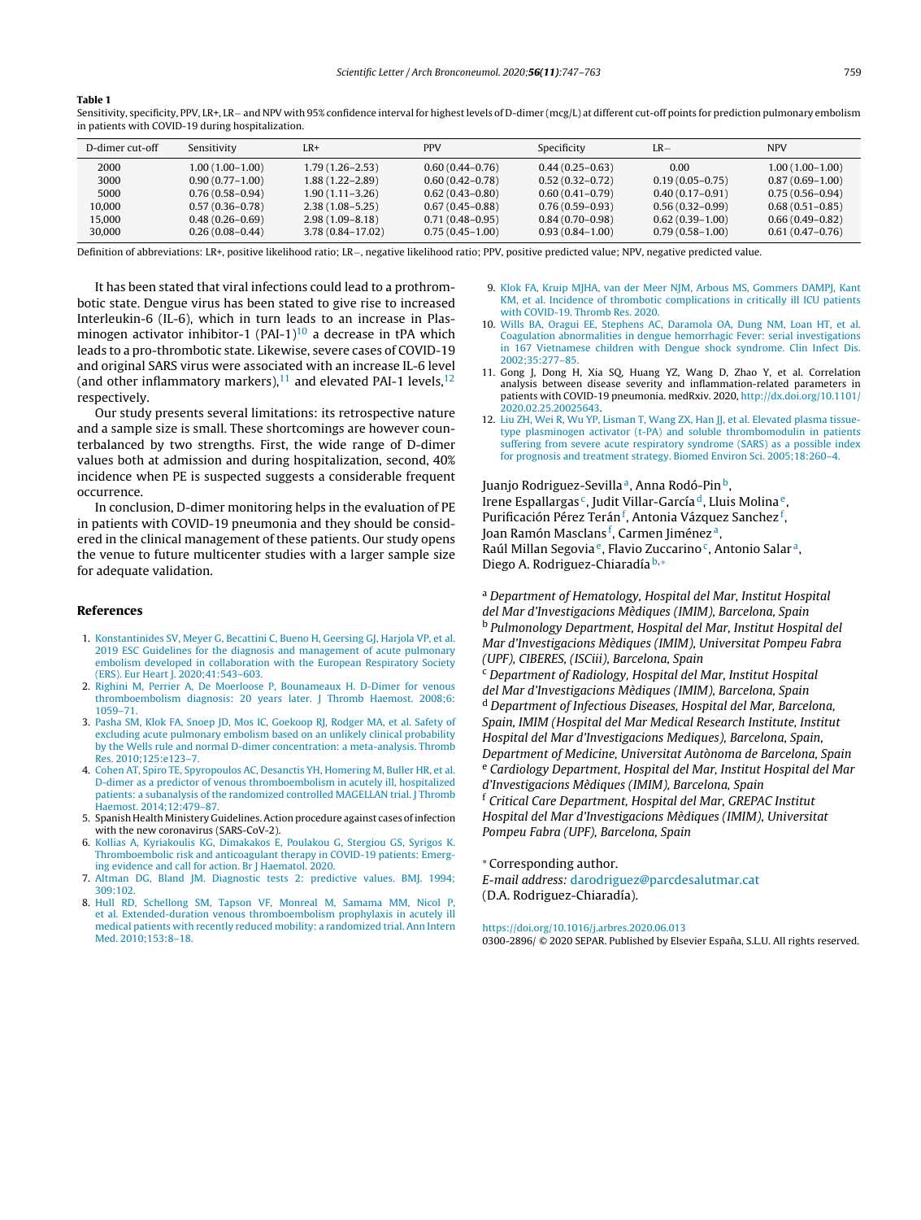**Table 1**
Sensitivity, specificity, PPV, LR+, LR− and NPV with 95% confidence interval for highest levels of D-dimer (mcg/L) at different cut-off points for prediction pulmonary embolism in patients with COVID-19 during hospitalization.

| D-dimer cut-off | Sensitivity | LR+ | PPV | Specificity | LR− | NPV |
|---|---|---|---|---|---|---|
| 2000 | 1.00 (1.00–1.00) | 1.79 (1.26–2.53) | 0.60 (0.44–0.76) | 0.44 (0.25–0.63) | 0.00 | 1.00 (1.00–1.00) |
| 3000 | 0.90 (0.77–1.00) | 1.88 (1.22–2.89) | 0.60 (0.42–0.78) | 0.52 (0.32–0.72) | 0.19 (0.05–0.75) | 0.87 (0.69–1.00) |
| 5000 | 0.76 (0.58–0.94) | 1.90 (1.11–3.26) | 0.62 (0.43–0.80) | 0.60 (0.41–0.79) | 0.40 (0.17–0.91) | 0.75 (0.56–0.94) |
| 10,000 | 0.57 (0.36–0.78) | 2.38 (1.08–5.25) | 0.67 (0.45–0.88) | 0.76 (0.59–0.93) | 0.56 (0.32–0.99) | 0.68 (0.51–0.85) |
| 15,000 | 0.48 (0.26–0.69) | 2.98 (1.09–8.18) | 0.71 (0.48–0.95) | 0.84 (0.70–0.98) | 0.62 (0.39–1.00) | 0.66 (0.49–0.82) |
| 30,000 | 0.26 (0.08–0.44) | 3.78 (0.84–17.02) | 0.75 (0.45–1.00) | 0.93 (0.84–1.00) | 0.79 (0.58–1.00) | 0.61 (0.47–0.76) |

Definition of abbreviations: LR+, positive likelihood ratio; LR−, negative likelihood ratio; PPV, positive predicted value; NPV, negative predicted value.

It has been stated that viral infections could lead to a prothrombotic state. Dengue virus has been stated to give rise to increased Interleukin-6 (IL-6), which in turn leads to an increase in Plasminogen activator inhibitor-1 (PAI-1)[10] a decrease in tPA which leads to a pro-thrombotic state. Likewise, severe cases of COVID-19 and original SARS virus were associated with an increase IL-6 level (and other inflammatory markers),[11] and elevated PAI-1 levels,[12] respectively.

Our study presents several limitations: its retrospective nature and a sample size is small. These shortcomings are however counterbalanced by two strengths. First, the wide range of D-dimer values both at admission and during hospitalization, second, 40% incidence when PE is suspected suggests a considerable frequent occurrence.

In conclusion, D-dimer monitoring helps in the evaluation of PE in patients with COVID-19 pneumonia and they should be considered in the clinical management of these patients. Our study opens the venue to future multicenter studies with a larger sample size for adequate validation.

## References

1. Konstantinides SV, Meyer G, Becattini C, Bueno H, Geersing GJ, Harjola VP, et al. 2019 ESC Guidelines for the diagnosis and management of acute pulmonary embolism developed in collaboration with the European Respiratory Society (ERS). Eur Heart J. 2020;41:543–603.
2. Righini M, Perrier A, De Moerloose P, Bounameaux H. D-Dimer for venous thromboembolism diagnosis: 20 years later. J Thromb Haemost. 2008;6:1059–71.
3. Pasha SM, Klok FA, Snoep JD, Mos IC, Goekoop RJ, Rodger MA, et al. Safety of excluding acute pulmonary embolism based on an unlikely clinical probability by the Wells rule and normal D-dimer concentration: a meta-analysis. Thromb Res. 2010;125:e123–7.
4. Cohen AT, Spiro TE, Spyropoulos AC, Desanctis YH, Homering M, Buller HR, et al. D-dimer as a predictor of venous thromboembolism in acutely ill, hospitalized patients: a subanalysis of the randomized controlled MAGELLAN trial. J Thromb Haemost. 2014;12:479–87.
5. Spanish Health Ministery Guidelines. Action procedure against cases of infection with the new coronavirus (SARS-CoV-2).
6. Kollias A, Kyriakoulis KG, Dimakakos E, Poulakou G, Stergiou GS, Syrigos K. Thromboembolic risk and anticoagulant therapy in COVID-19 patients: Emerging evidence and call for action. Br J Haematol. 2020.
7. Altman DG, Bland JM. Diagnostic tests 2: predictive values. BMJ. 1994; 309:102.
8. Hull RD, Schellong SM, Tapson VF, Monreal M, Samama MM, Nicol P, et al. Extended-duration venous thromboembolism prophylaxis in acutely ill medical patients with recently reduced mobility: a randomized trial. Ann Intern Med. 2010;153:8–18.
9. Klok FA, Kruip MJHA, van der Meer NJM, Arbous MS, Gommers DAMPJ, Kant KM, et al. Incidence of thrombotic complications in critically ill ICU patients with COVID-19. Thromb Res. 2020.
10. Wills BA, Oragui EE, Stephens AC, Daramola OA, Dung NM, Loan HT, et al. Coagulation abnormalities in dengue hemorrhagic Fever: serial investigations in 167 Vietnamese children with Dengue shock syndrome. Clin Infect Dis. 2002;35:277–85.
11. Gong J, Dong H, Xia SQ, Huang YZ, Wang D, Zhao Y, et al. Correlation analysis between disease severity and inflammation-related parameters in patients with COVID-19 pneumonia. medRxiv. 2020, http://dx.doi.org/10.1101/2020.02.25.20025643.
12. Liu ZH, Wei R, Wu YP, Lisman T, Wang ZX, Han JJ, et al. Elevated plasma tissue-type plasminogen activator (t-PA) and soluble thrombomodulin in patients suffering from severe acute respiratory syndrome (SARS) as a possible index for prognosis and treatment strategy. Biomed Environ Sci. 2005;18:260–4.

Juanjo Rodriguez-Sevilla[a], Anna Rodó-Pin[b], Irene Espallargas[c], Judit Villar-García[d], Lluis Molina[e], Purificación Pérez Terán[f], Antonia Vázquez Sanchez[f], Joan Ramón Masclans[f], Carmen Jiménez[a], Raúl Millan Segovia[e], Flavio Zuccarino[c], Antonio Salar[a], Diego A. Rodriguez-Chiaradía[b,*]

[a] *Department of Hematology, Hospital del Mar, Institut Hospital del Mar d'Investigacions Mèdiques (IMIM), Barcelona, Spain*
[b] *Pulmonology Department, Hospital del Mar, Institut Hospital del Mar d'Investigacions Mèdiques (IMIM), Universitat Pompeu Fabra (UPF), CIBERES, (ISCiii), Barcelona, Spain*
[c] *Department of Radiology, Hospital del Mar, Institut Hospital del Mar d'Investigacions Mèdiques (IMIM), Barcelona, Spain*
[d] *Department of Infectious Diseases, Hospital del Mar, Barcelona, Spain, IMIM (Hospital del Mar Medical Research Institute, Institut Hospital del Mar d'Investigacions Mediques), Barcelona, Spain, Department of Medicine, Universitat Autònoma de Barcelona, Spain*
[e] *Cardiology Department, Hospital del Mar, Institut Hospital del Mar d'Investigacions Mèdiques (IMIM), Barcelona, Spain*
[f] *Critical Care Department, Hospital del Mar, GREPAC Institut Hospital del Mar d'Investigacions Mèdiques (IMIM), Universitat Pompeu Fabra (UPF), Barcelona, Spain*

* Corresponding author.
*E-mail address:* darodriguez@parcdesalutmar.cat
(D.A. Rodriguez-Chiaradía).

https://doi.org/10.1016/j.arbres.2020.06.013
0300-2896/ © 2020 SEPAR. Published by Elsevier España, S.L.U. All rights reserved.